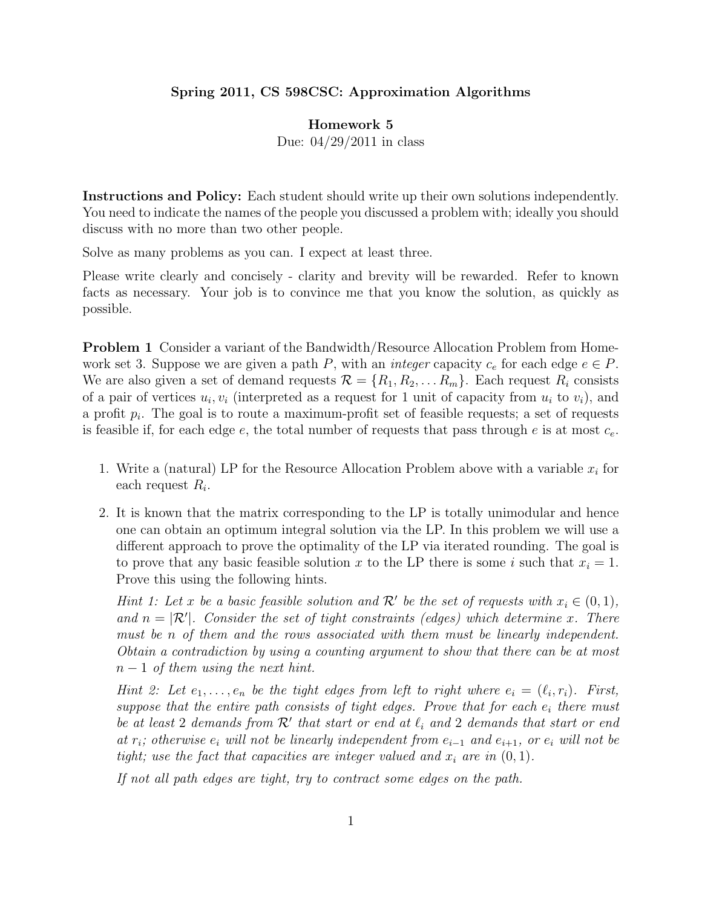**Spring 2011, CS 598CSC: Approximation Algorithms**

**Homework 5**

Due: 04/29/2011 in class

**Instructions and Policy:** Each student should write up their own solutions independently. You need to indicate the names of the people you discussed a problem with; ideally you should discuss with no more than two other people.

Solve as many problems as you can. I expect at least three.

Please write clearly and concisely - clarity and brevity will be rewarded. Refer to known facts as necessary. Your job is to convince me that you know the solution, as quickly as possible.

**Problem 1** Consider a variant of the Bandwidth/Resource Allocation Problem from Homework set 3. Suppose we are given a path $P$, with an *integer* capacity $c_e$ for each edge $e \in P$. We are also given a set of demand requests $\mathcal{R} = \{R_1, R_2, \ldots R_m\}$. Each request $R_i$ consists of a pair of vertices $u_i, v_i$ (interpreted as a request for 1 unit of capacity from $u_i$ to $v_i$), and a profit $p_i$. The goal is to route a maximum-profit set of feasible requests; a set of requests is feasible if, for each edge $e$, the total number of requests that pass through $e$ is at most $c_e$.

1. Write a (natural) LP for the Resource Allocation Problem above with a variable $x_i$ for each request $R_i$.
2. It is known that the matrix corresponding to the LP is totally unimodular and hence one can obtain an optimum integral solution via the LP. In this problem we will use a different approach to prove the optimality of the LP via iterated rounding. The goal is to prove that any basic feasible solution $x$ to the LP there is some $i$ such that $x_i = 1$. Prove this using the following hints.

   *Hint 1: Let $x$ be a basic feasible solution and $\mathcal{R}'$ be the set of requests with $x_i \in (0, 1)$, and $n = |\mathcal{R}'|$. Consider the set of tight constraints (edges) which determine $x$. There must be $n$ of them and the rows associated with them must be linearly independent. Obtain a contradiction by using a counting argument to show that there can be at most $n - 1$ of them using the next hint.*

   *Hint 2: Let $e_1, \ldots, e_n$ be the tight edges from left to right where $e_i = (\ell_i, r_i)$. First, suppose that the entire path consists of tight edges. Prove that for each $e_i$ there must be at least 2 demands from $\mathcal{R}'$ that start or end at $\ell_i$ and 2 demands that start or end at $r_i$; otherwise $e_i$ will not be linearly independent from $e_{i-1}$ and $e_{i+1}$, or $e_i$ will not be tight; use the fact that capacities are integer valued and $x_i$ are in $(0, 1)$.*

   *If not all path edges are tight, try to contract some edges on the path.*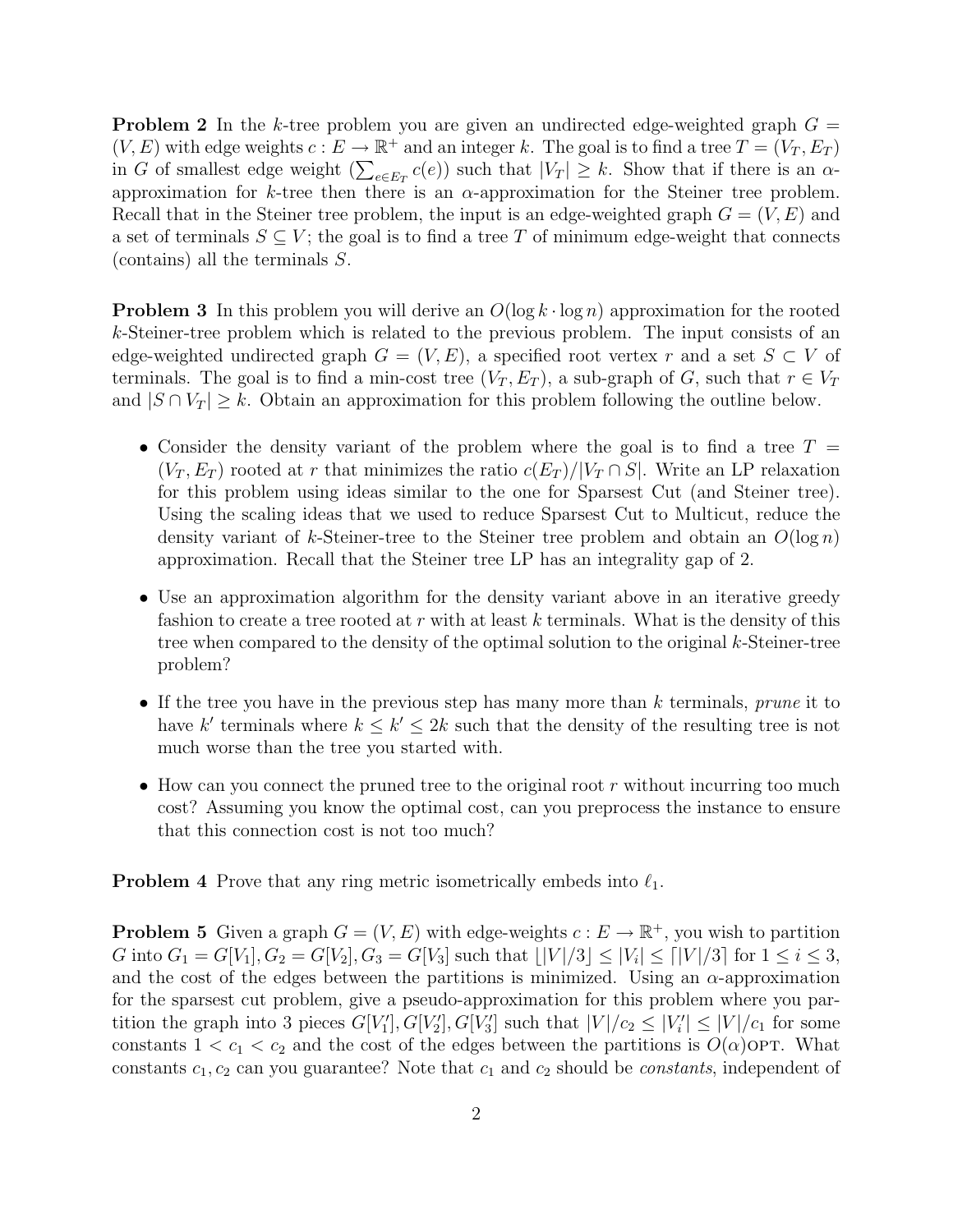**Problem 2** In the $k$-tree problem you are given an undirected edge-weighted graph $G = (V, E)$ with edge weights $c : E \to \mathbb{R}^+$ and an integer $k$. The goal is to find a tree $T = (V_T, E_T)$ in $G$ of smallest edge weight ($\sum_{e \in E_T} c(e)$) such that $|V_T| \geq k$. Show that if there is an $\alpha$-approximation for $k$-tree then there is an $\alpha$-approximation for the Steiner tree problem. Recall that in the Steiner tree problem, the input is an edge-weighted graph $G = (V, E)$ and a set of terminals $S \subseteq V$; the goal is to find a tree $T$ of minimum edge-weight that connects (contains) all the terminals $S$.

**Problem 3** In this problem you will derive an $O(\log k \cdot \log n)$ approximation for the rooted $k$-Steiner-tree problem which is related to the previous problem. The input consists of an edge-weighted undirected graph $G = (V, E)$, a specified root vertex $r$ and a set $S \subset V$ of terminals. The goal is to find a min-cost tree $(V_T, E_T)$, a sub-graph of $G$, such that $r \in V_T$ and $|S \cap V_T| \geq k$. Obtain an approximation for this problem following the outline below.

- Consider the density variant of the problem where the goal is to find a tree $T = (V_T, E_T)$ rooted at $r$ that minimizes the ratio $c(E_T)/|V_T \cap S|$. Write an LP relaxation for this problem using ideas similar to the one for Sparsest Cut (and Steiner tree). Using the scaling ideas that we used to reduce Sparsest Cut to Multicut, reduce the density variant of $k$-Steiner-tree to the Steiner tree problem and obtain an $O(\log n)$ approximation. Recall that the Steiner tree LP has an integrality gap of 2.
- Use an approximation algorithm for the density variant above in an iterative greedy fashion to create a tree rooted at $r$ with at least $k$ terminals. What is the density of this tree when compared to the density of the optimal solution to the original $k$-Steiner-tree problem?
- If the tree you have in the previous step has many more than $k$ terminals, *prune* it to have $k'$ terminals where $k \leq k' \leq 2k$ such that the density of the resulting tree is not much worse than the tree you started with.
- How can you connect the pruned tree to the original root $r$ without incurring too much cost? Assuming you know the optimal cost, can you preprocess the instance to ensure that this connection cost is not too much?

**Problem 4** Prove that any ring metric isometrically embeds into $\ell_1$.

**Problem 5** Given a graph $G = (V, E)$ with edge-weights $c : E \to \mathbb{R}^+$, you wish to partition $G$ into $G_1 = G[V_1], G_2 = G[V_2], G_3 = G[V_3]$ such that $\lfloor |V|/3 \rfloor \leq |V_i| \leq \lceil |V|/3 \rceil$ for $1 \leq i \leq 3$, and the cost of the edges between the partitions is minimized. Using an $\alpha$-approximation for the sparsest cut problem, give a pseudo-approximation for this problem where you partition the graph into 3 pieces $G[V_1'], G[V_2'], G[V_3']$ such that $|V|/c_2 \leq |V_i'| \leq |V|/c_1$ for some constants $1 < c_1 < c_2$ and the cost of the edges between the partitions is $O(\alpha)$OPT. What constants $c_1, c_2$ can you guarantee? Note that $c_1$ and $c_2$ should be *constants*, independent of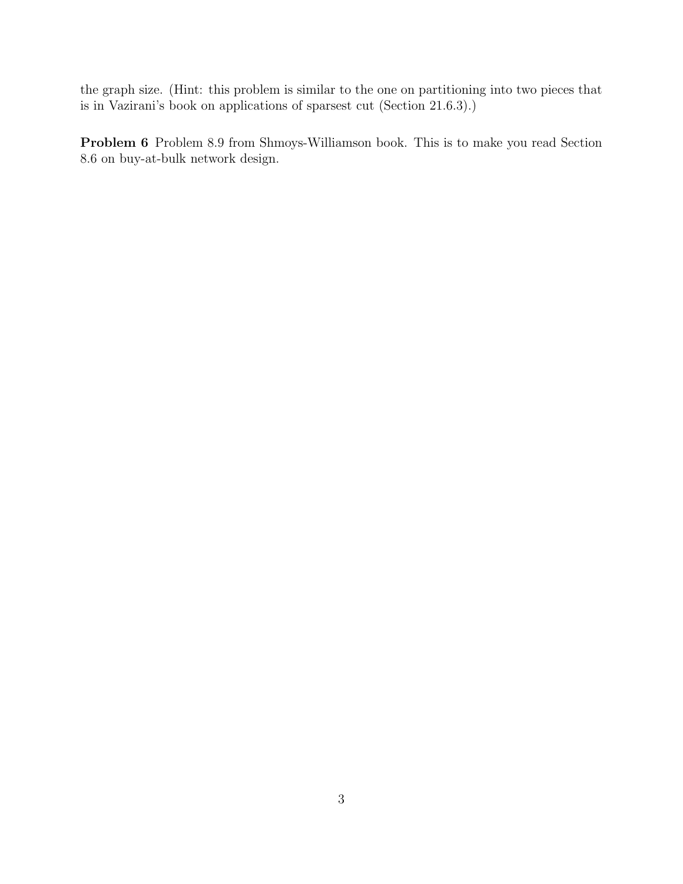the graph size. (Hint: this problem is similar to the one on partitioning into two pieces that is in Vazirani's book on applications of sparsest cut (Section 21.6.3).)

**Problem 6** Problem 8.9 from Shmoys-Williamson book. This is to make you read Section 8.6 on buy-at-bulk network design.